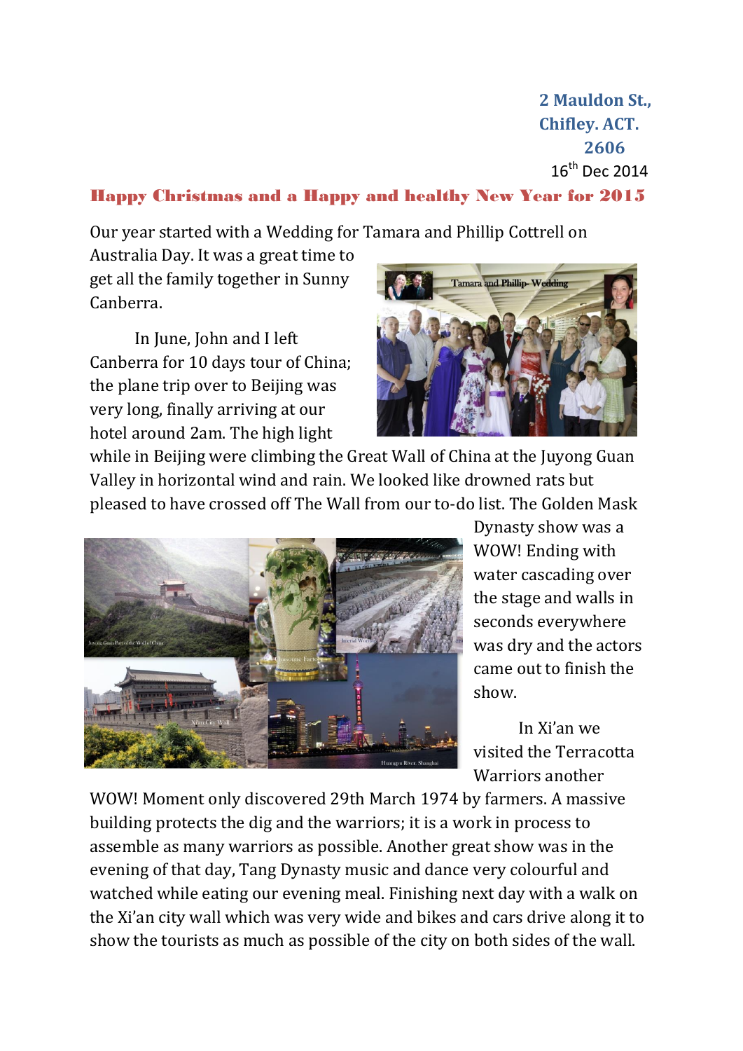2 Mauldon St.,
Chifley. ACT.
2606

16th Dec 2014

## Happy Christmas and a Happy and healthy New Year for 2015

Our year started with a Wedding for Tamara and Phillip Cottrell on Australia Day. It was a great time to get all the family together in Sunny Canberra.

In June, John and I left Canberra for 10 days tour of China; the plane trip over to Beijing was very long, finally arriving at our hotel around 2am. The high light while in Beijing were climbing the Great Wall of China at the Juyong Guan Valley in horizontal wind and rain. We looked like drowned rats but pleased to have crossed off The Wall from our to-do list. The Golden Mask Dynasty show was a WOW! Ending with water cascading over the stage and walls in seconds everywhere was dry and the actors came out to finish the show.

In Xi'an we visited the Terracotta Warriors another WOW! Moment only discovered 29th March 1974 by farmers. A massive building protects the dig and the warriors; it is a work in process to assemble as many warriors as possible. Another great show was in the evening of that day, Tang Dynasty music and dance very colourful and watched while eating our evening meal. Finishing next day with a walk on the Xi'an city wall which was very wide and bikes and cars drive along it to show the tourists as much as possible of the city on both sides of the wall.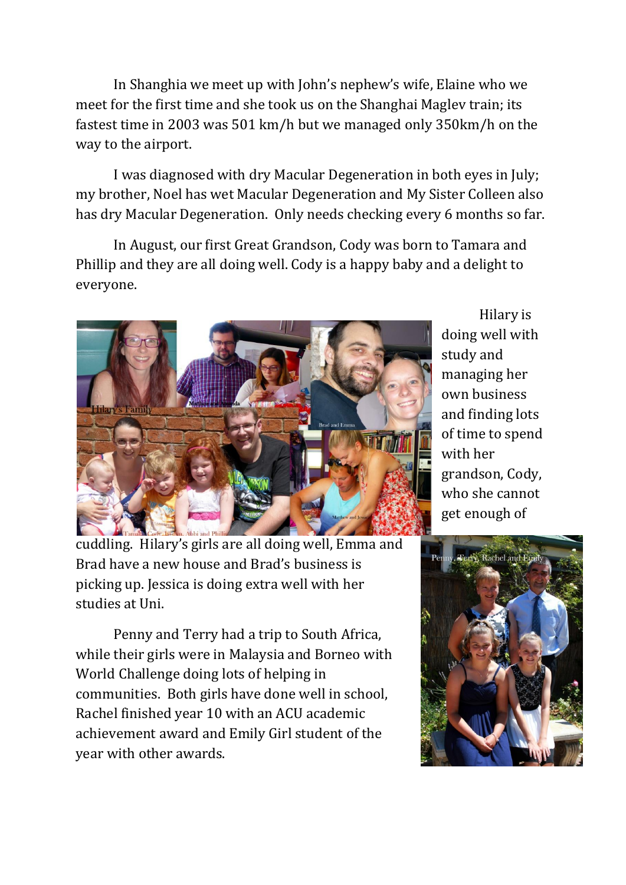In Shanghia we meet up with John's nephew's wife, Elaine who we meet for the first time and she took us on the Shanghai Maglev train; its fastest time in 2003 was 501 km/h but we managed only 350km/h on the way to the airport.

I was diagnosed with dry Macular Degeneration in both eyes in July; my brother, Noel has wet Macular Degeneration and My Sister Colleen also has dry Macular Degeneration. Only needs checking every 6 months so far.

In August, our first Great Grandson, Cody was born to Tamara and Phillip and they are all doing well. Cody is a happy baby and a delight to everyone.

Hilary is doing well with study and managing her own business and finding lots of time to spend with her grandson, Cody, who she cannot get enough of cuddling. Hilary's girls are all doing well, Emma and Brad have a new house and Brad's business is picking up. Jessica is doing extra well with her studies at Uni.

Penny and Terry had a trip to South Africa, while their girls were in Malaysia and Borneo with World Challenge doing lots of helping in communities. Both girls have done well in school, Rachel finished year 10 with an ACU academic achievement award and Emily Girl student of the year with other awards.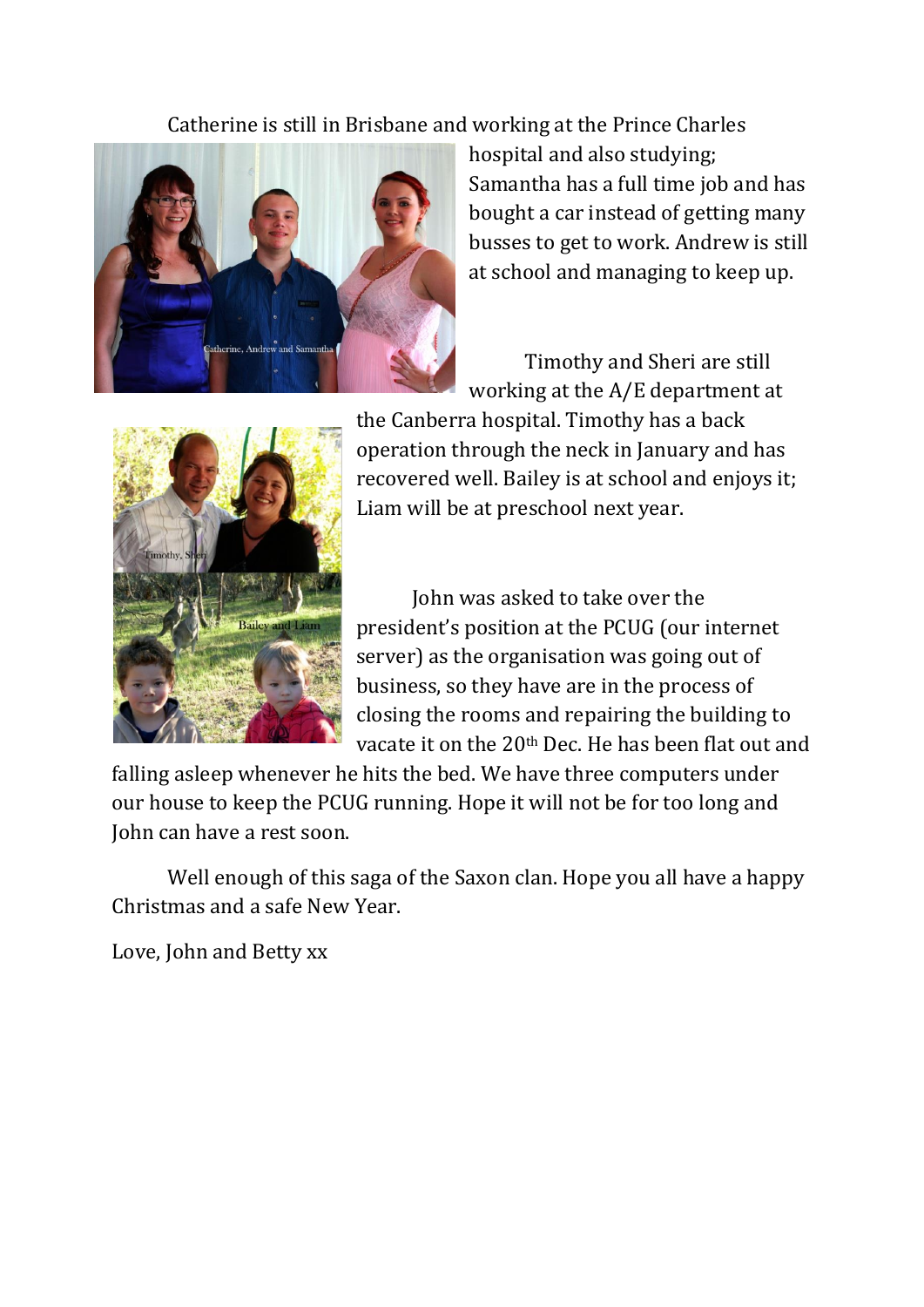Catherine is still in Brisbane and working at the Prince Charles hospital and also studying; Samantha has a full time job and has bought a car instead of getting many busses to get to work. Andrew is still at school and managing to keep up.

Catherine, Andrew and Samantha

Timothy and Sheri are still working at the A/E department at the Canberra hospital. Timothy has a back operation through the neck in January and has recovered well. Bailey is at school and enjoys it; Liam will be at preschool next year.

Timothy, Sheri

Bailey and Liam

John was asked to take over the president's position at the PCUG (our internet server) as the organisation was going out of business, so they have are in the process of closing the rooms and repairing the building to vacate it on the 20th Dec. He has been flat out and falling asleep whenever he hits the bed. We have three computers under our house to keep the PCUG running. Hope it will not be for too long and John can have a rest soon.

Well enough of this saga of the Saxon clan. Hope you all have a happy Christmas and a safe New Year.

Love, John and Betty xx